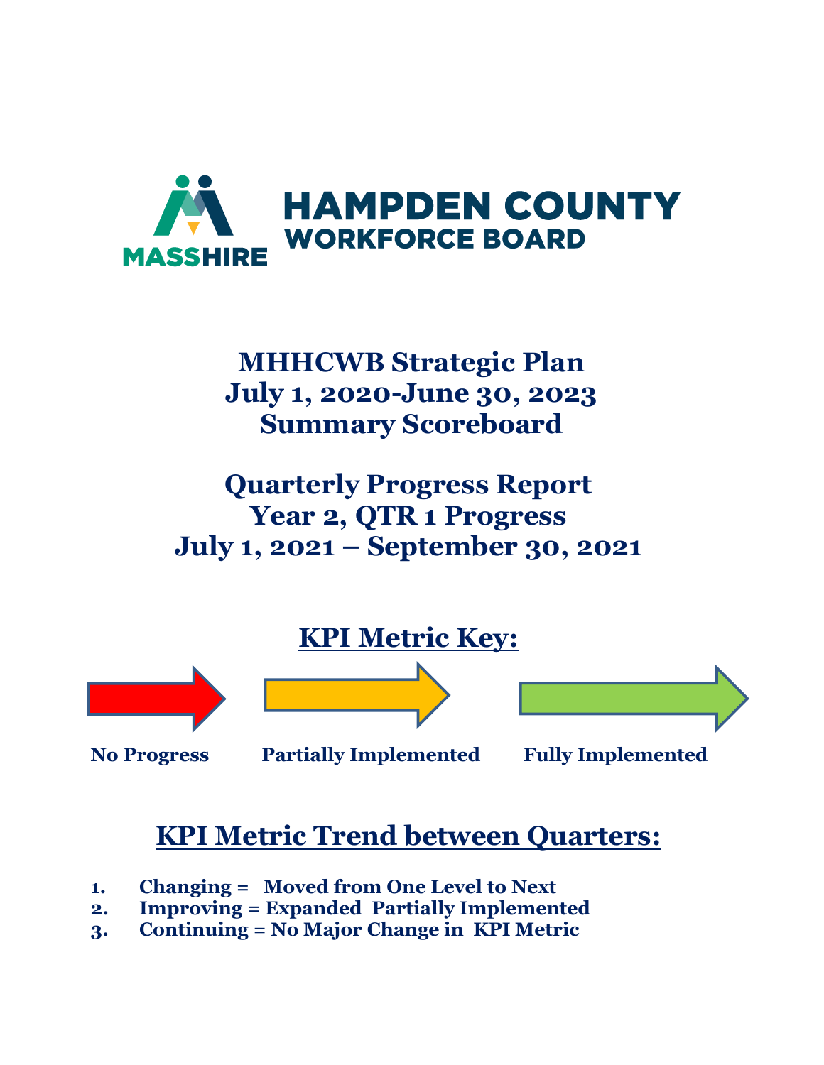MASSHIRE

# HAMPDEN COUNTY WORKFORCE BOARD

# MHHCWB Strategic Plan
# July 1, 2020-June 30, 2023
# Summary Scoreboard

# Quarterly Progress Report
# Year 2, QTR 1 Progress
# July 1, 2021 – September 30, 2021

## KPI Metric Key:

**No Progress** | **Partially Implemented** | **Fully Implemented**

## KPI Metric Trend between Quarters:

1. **Changing = Moved from One Level to Next**
2. **Improving = Expanded Partially Implemented**
3. **Continuing = No Major Change in KPI Metric**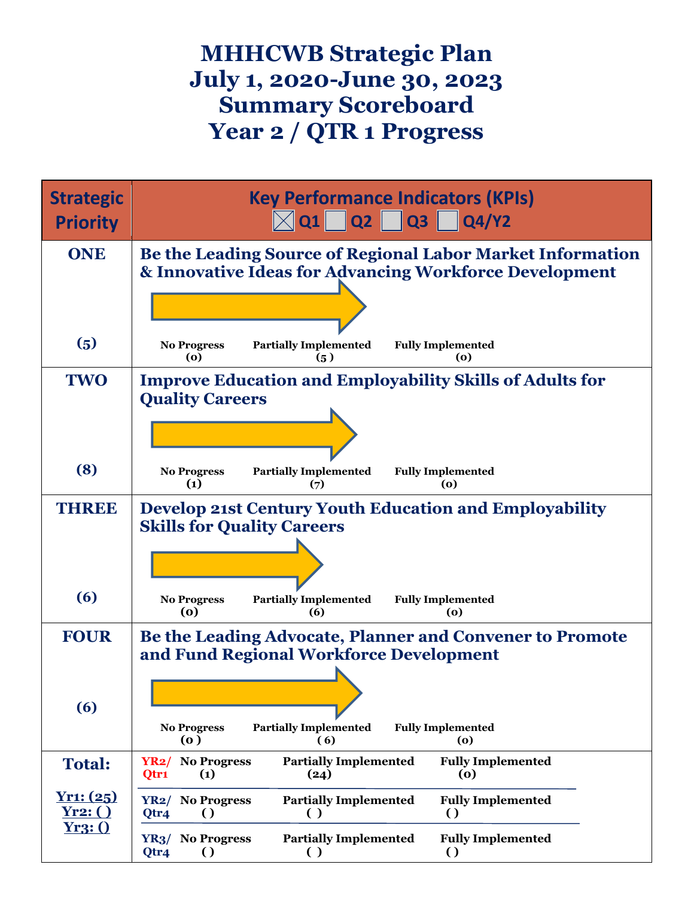# MHHCWB Strategic Plan
# July 1, 2020-June 30, 2023
# Summary Scoreboard
# Year 2 / QTR 1 Progress

| Strategic Priority | Key Performance Indicators (KPIs) ☒ Q1 ☐ Q2 ☐ Q3 ☐ Q4/Y2 |
|---|---|
| ONE (5) | **Be the Leading Source of Regional Labor Market Information & Innovative Ideas for Advancing Workforce Development**<br>No Progress (0) · Partially Implemented (5) · Fully Implemented (0) |
| TWO (8) | **Improve Education and Employability Skills of Adults for Quality Careers**<br>No Progress (1) · Partially Implemented (7) · Fully Implemented (0) |
| THREE (6) | **Develop 21st Century Youth Education and Employability Skills for Quality Careers**<br>No Progress (0) · Partially Implemented (6) · Fully Implemented (0) |
| FOUR (6) | **Be the Leading Advocate, Planner and Convener to Promote and Fund Regional Workforce Development**<br>No Progress (0) · Partially Implemented (6) · Fully Implemented (0) |
| **Total:**<br>Yr1: (25)<br>Yr2: ( )<br>Yr3: () | YR2/ Qtr1 — No Progress (1) · Partially Implemented (24) · Fully Implemented (0)<br>YR2/ Qtr4 — No Progress ( ) · Partially Implemented ( ) · Fully Implemented ( )<br>YR3/ Qtr4 — No Progress ( ) · Partially Implemented ( ) · Fully Implemented ( ) |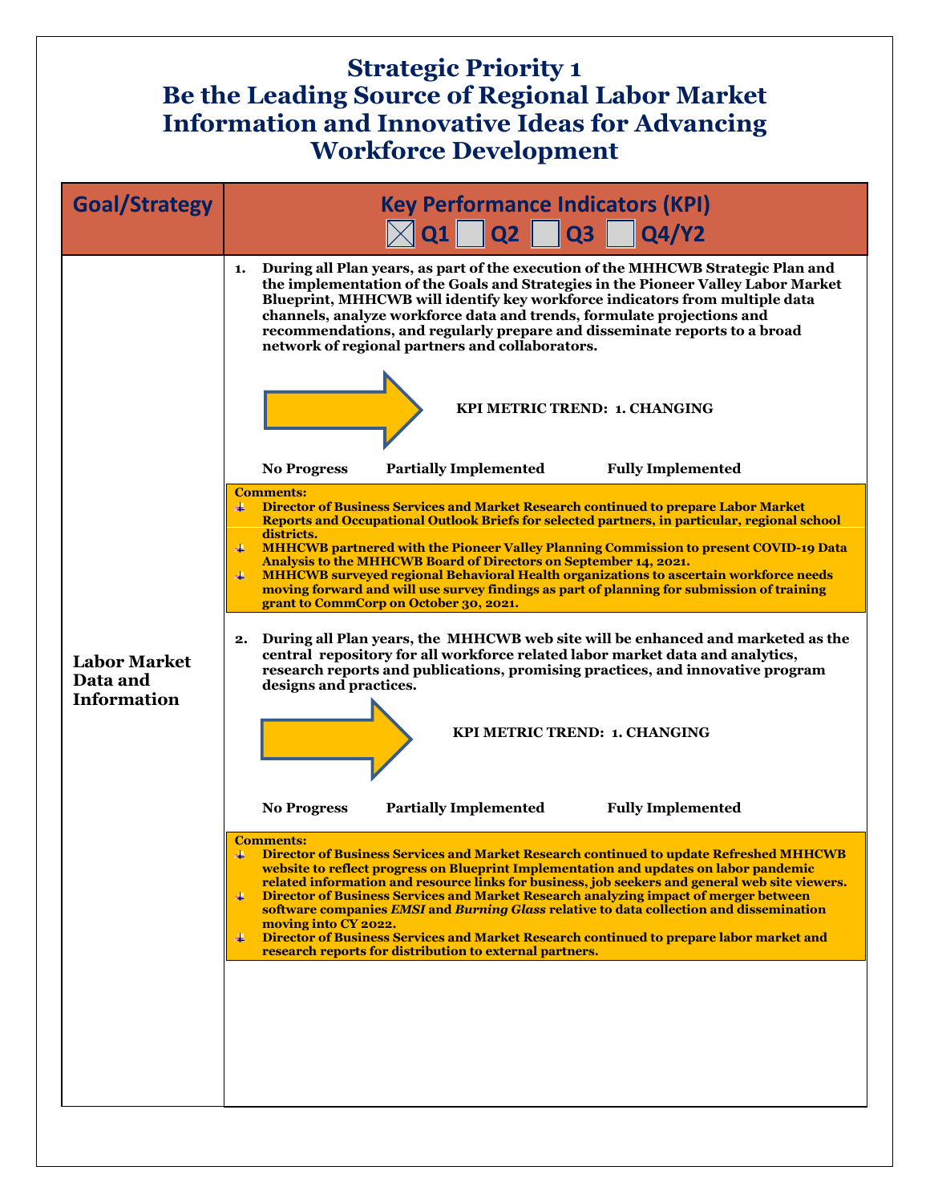# Strategic Priority 1
# Be the Leading Source of Regional Labor Market Information and Innovative Ideas for Advancing Workforce Development

| Goal/Strategy | Key Performance Indicators (KPI) ☒ Q1 ☐ Q2 ☐ Q3 ☐ Q4/Y2 |
|---|---|
| **Labor Market Data and Information** | **1. During all Plan years, as part of the execution of the MHHCWB Strategic Plan and the implementation of the Goals and Strategies in the Pioneer Valley Labor Market Blueprint, MHHCWB will identify key workforce indicators from multiple data channels, analyze workforce data and trends, formulate projections and recommendations, and regularly prepare and disseminate reports to a broad network of regional partners and collaborators.**<br><br>**KPI METRIC TREND: 1. CHANGING**<br><br>**No Progress Partially Implemented Fully Implemented**<br><br>**Comments:**<br>- **Director of Business Services and Market Research continued to prepare Labor Market Reports and Occupational Outlook Briefs for selected partners, in particular, regional school districts.**<br>- **MHHCWB partnered with the Pioneer Valley Planning Commission to present COVID-19 Data Analysis to the MHHCWB Board of Directors on September 14, 2021.**<br>- **MHHCWB surveyed regional Behavioral Health organizations to ascertain workforce needs moving forward and will use survey findings as part of planning for submission of training grant to CommCorp on October 30, 2021.**<br><br>**2. During all Plan years, the MHHCWB web site will be enhanced and marketed as the central repository for all workforce related labor market data and analytics, research reports and publications, promising practices, and innovative program designs and practices.**<br><br>**KPI METRIC TREND: 1. CHANGING**<br><br>**No Progress Partially Implemented Fully Implemented**<br><br>**Comments:**<br>- **Director of Business Services and Market Research continued to update Refreshed MHHCWB website to reflect progress on Blueprint Implementation and updates on labor pandemic related information and resource links for business, job seekers and general web site viewers.**<br>- **Director of Business Services and Market Research analyzing impact of merger between software companies *EMSI* and *Burning Glass* relative to data collection and dissemination moving into CY 2022.**<br>- **Director of Business Services and Market Research continued to prepare labor market and research reports for distribution to external partners.** |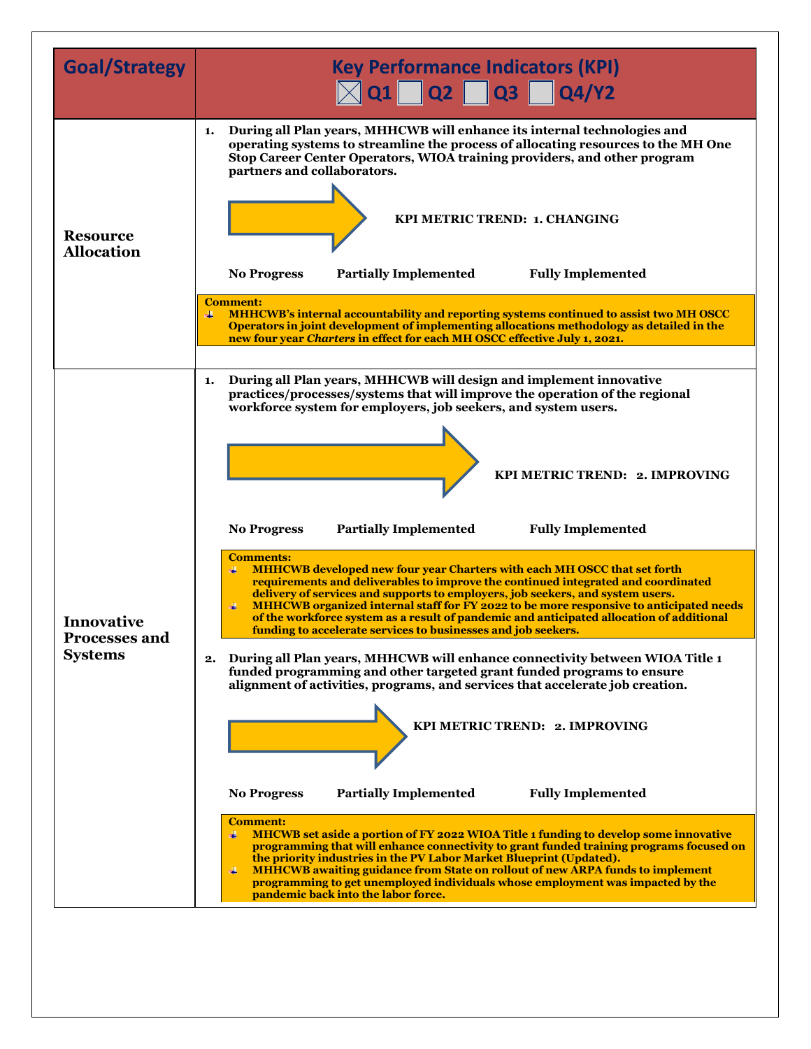| Goal/Strategy | Key Performance Indicators (KPI) ☒ Q1 ☐ Q2 ☐ Q3 ☐ Q4/Y2 |
|---|---|
| **Resource Allocation** | **1. During all Plan years, MHHCWB will enhance its internal technologies and operating systems to streamline the process of allocating resources to the MH One Stop Career Center Operators, WIOA training providers, and other program partners and collaborators.**<br><br>**KPI METRIC TREND: 1. CHANGING**<br><br>**No Progress &nbsp;&nbsp; Partially Implemented &nbsp;&nbsp; Fully Implemented**<br><br>**Comment:**<br>- **MHHCWB's internal accountability and reporting systems continued to assist two MH OSCC Operators in joint development of implementing allocations methodology as detailed in the new four year *Charters* in effect for each MH OSCC effective July 1, 2021.** |
| **Innovative Processes and Systems** | **1. During all Plan years, MHHCWB will design and implement innovative practices/processes/systems that will improve the operation of the regional workforce system for employers, job seekers, and system users.**<br><br>**KPI METRIC TREND: 2. IMPROVING**<br><br>**No Progress &nbsp;&nbsp; Partially Implemented &nbsp;&nbsp; Fully Implemented**<br><br>**Comments:**<br>- **MHHCWB developed new four year Charters with each MH OSCC that set forth requirements and deliverables to improve the continued integrated and coordinated delivery of services and supports to employers, job seekers, and system users.**<br>- **MHHCWB organized internal staff for FY 2022 to be more responsive to anticipated needs of the workforce system as a result of pandemic and anticipated allocation of additional funding to accelerate services to businesses and job seekers.**<br><br>**2. During all Plan years, MHHCWB will enhance connectivity between WIOA Title 1 funded programming and other targeted grant funded programs to ensure alignment of activities, programs, and services that accelerate job creation.**<br><br>**KPI METRIC TREND: 2. IMPROVING**<br><br>**No Progress &nbsp;&nbsp; Partially Implemented &nbsp;&nbsp; Fully Implemented**<br><br>**Comment:**<br>- **MHCWB set aside a portion of FY 2022 WIOA Title 1 funding to develop some innovative programming that will enhance connectivity to grant funded training programs focused on the priority industries in the PV Labor Market Blueprint (Updated).**<br>- **MHHCWB awaiting guidance from State on rollout of new ARPA funds to implement programming to get unemployed individuals whose employment was impacted by the pandemic back into the labor force.** |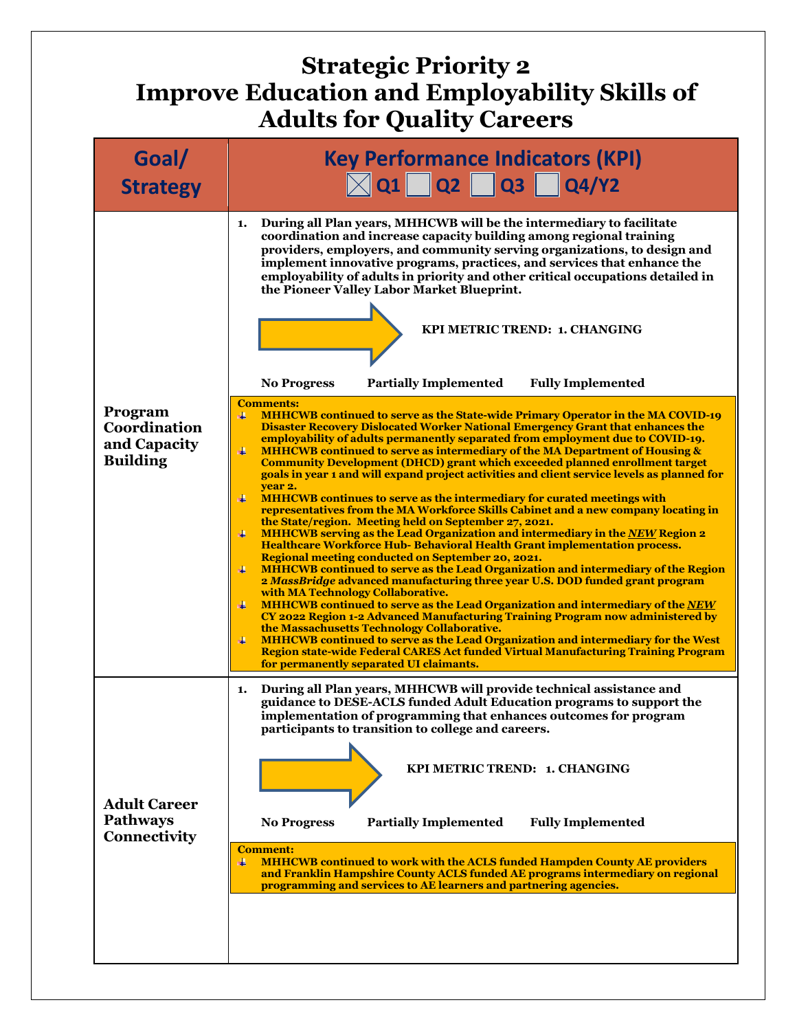# Strategic Priority 2
# Improve Education and Employability Skills of Adults for Quality Careers

| Goal/ Strategy | Key Performance Indicators (KPI) ☒ Q1 ☐ Q2 ☐ Q3 ☐ Q4/Y2 |
|---|---|
| **Program Coordination and Capacity Building** | **1. During all Plan years, MHHCWB will be the intermediary to facilitate coordination and increase capacity building among regional training providers, employers, and community serving organizations, to design and implement innovative programs, practices, and services that enhance the employability of adults in priority and other critical occupations detailed in the Pioneer Valley Labor Market Blueprint.**<br><br>**KPI METRIC TREND: 1. CHANGING**<br><br>**No Progress Partially Implemented Fully Implemented**<br><br>**Comments:**<br>- **MHHCWB continued to serve as the State-wide Primary Operator in the MA COVID-19 Disaster Recovery Dislocated Worker National Emergency Grant that enhances the employability of adults permanently separated from employment due to COVID-19.**<br>- **MHHCWB continued to serve as intermediary of the MA Department of Housing & Community Development (DHCD) grant which exceeded planned enrollment target goals in year 1 and will expand project activities and client service levels as planned for year 2.**<br>- **MHHCWB continues to serve as the intermediary for curated meetings with representatives from the MA Workforce Skills Cabinet and a new company locating in the State/region. Meeting held on September 27, 2021.**<br>- **MHHCWB serving as the Lead Organization and intermediary in the *NEW* Region 2 Healthcare Workforce Hub- Behavioral Health Grant implementation process. Regional meeting conducted on September 20, 2021.**<br>- **MHHCWB continued to serve as the Lead Organization and intermediary of the Region 2 *MassBridge* advanced manufacturing three year U.S. DOD funded grant program with MA Technology Collaborative.**<br>- **MHHCWB continued to serve as the Lead Organization and intermediary of the *NEW* CY 2022 Region 1-2 Advanced Manufacturing Training Program now administered by the Massachusetts Technology Collaborative.**<br>- **MHHCWB continued to serve as the Lead Organization and intermediary for the West Region state-wide Federal CARES Act funded Virtual Manufacturing Training Program for permanently separated UI claimants.** |
| **Adult Career Pathways Connectivity** | **1. During all Plan years, MHHCWB will provide technical assistance and guidance to DESE-ACLS funded Adult Education programs to support the implementation of programming that enhances outcomes for program participants to transition to college and careers.**<br><br>**KPI METRIC TREND: 1. CHANGING**<br><br>**No Progress Partially Implemented Fully Implemented**<br><br>**Comment:**<br>- **MHHCWB continued to work with the ACLS funded Hampden County AE providers and Franklin Hampshire County ACLS funded AE programs intermediary on regional programming and services to AE learners and partnering agencies.** |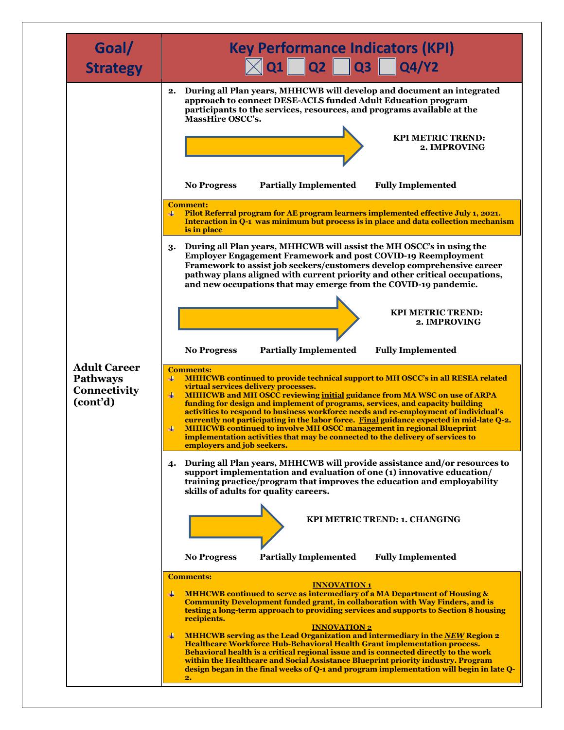| Goal/ Strategy | Key Performance Indicators (KPI) ☒ Q1 ☐ Q2 ☐ Q3 ☐ Q4/Y2 |
|---|---|
| **Adult Career Pathways Connectivity (cont'd)** | **2. During all Plan years, MHHCWB will develop and document an integrated approach to connect DESE-ACLS funded Adult Education program participants to the services, resources, and programs available at the MassHire OSCC's.**<br><br>**KPI METRIC TREND: 2. IMPROVING**<br><br>**No Progress — Partially Implemented — Fully Implemented**<br><br>**Comment:**<br>- **Pilot Referral program for AE program learners implemented effective July 1, 2021. Interaction in Q-1 was minimum but process is in place and data collection mechanism is in place**<br><br>**3. During all Plan years, MHHCWB will assist the MH OSCC's in using the Employer Engagement Framework and post COVID-19 Reemployment Framework to assist job seekers/customers develop comprehensive career pathway plans aligned with current priority and other critical occupations, and new occupations that may emerge from the COVID-19 pandemic.**<br><br>**KPI METRIC TREND: 2. IMPROVING**<br><br>**No Progress — Partially Implemented — Fully Implemented**<br><br>**Comments:**<br>- **MHHCWB continued to provide technical support to MH OSCC's in all RESEA related virtual services delivery processes.**<br>- **MHHCWB and MH OSCC reviewing <u>initial</u> guidance from MA WSC on use of ARPA funding for design and implement of programs, services, and capacity building activities to respond to business workforce needs and re-employment of individual's currently not participating in the labor force. <u>Final</u> guidance expected in mid-late Q-2.**<br>- **MHHCWB continued to involve MH OSCC management in regional Blueprint implementation activities that may be connected to the delivery of services to employers and job seekers.**<br><br>**4. During all Plan years, MHHCWB will provide assistance and/or resources to support implementation and evaluation of one (1) innovative education/ training practice/program that improves the education and employability skills of adults for quality careers.**<br><br>**KPI METRIC TREND: 1. CHANGING**<br><br>**No Progress — Partially Implemented — Fully Implemented**<br><br>**Comments:**<br>**<u>INNOVATION 1</u>**<br>- **MHHCWB continued to serve as intermediary of a MA Department of Housing & Community Development funded grant, in collaboration with Way Finders, and is testing a long-term approach to providing services and supports to Section 8 housing recipients.**<br><br>**<u>INNOVATION 2</u>**<br>- **MHHCWB serving as the Lead Organization and intermediary in the *<u>NEW</u>* Region 2 Healthcare Workforce Hub-Behavioral Health Grant implementation process. Behavioral health is a critical regional issue and is connected directly to the work within the Healthcare and Social Assistance Blueprint priority industry. Program design began in the final weeks of Q-1 and program implementation will begin in late Q-2.** |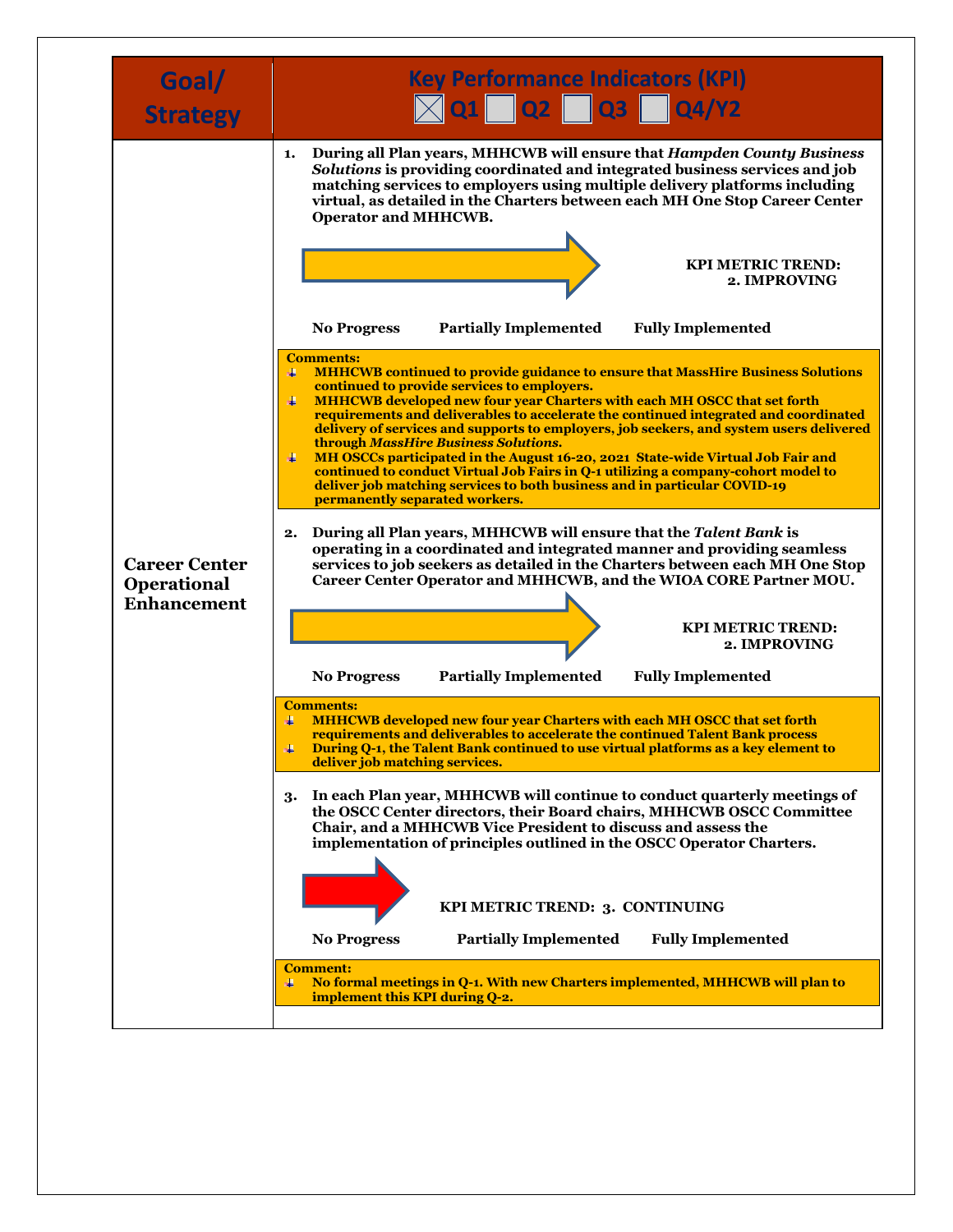| Goal/ Strategy | Key Performance Indicators (KPI) ☒ Q1 ☐ Q2 ☐ Q3 ☐ Q4/Y2 |
|---|---|
| **Career Center Operational Enhancement** | **1. During all Plan years, MHHCWB will ensure that *Hampden County Business Solutions* is providing coordinated and integrated business services and job matching services to employers using multiple delivery platforms including virtual, as detailed in the Charters between each MH One Stop Career Center Operator and MHHCWB.**<br><br>**KPI METRIC TREND: 2. IMPROVING**<br><br>**No Progress  Partially Implemented  Fully Implemented**<br><br>**Comments:**<br>- **MHHCWB continued to provide guidance to ensure that MassHire Business Solutions continued to provide services to employers.**<br>- **MHHCWB developed new four year Charters with each MH OSCC that set forth requirements and deliverables to accelerate the continued integrated and coordinated delivery of services and supports to employers, job seekers, and system users delivered through *MassHire Business Solutions.***<br>- **MH OSCCs participated in the August 16-20, 2021 State-wide Virtual Job Fair and continued to conduct Virtual Job Fairs in Q-1 utilizing a company-cohort model to deliver job matching services to both business and in particular COVID-19 permanently separated workers.**<br><br>**2. During all Plan years, MHHCWB will ensure that the *Talent Bank* is operating in a coordinated and integrated manner and providing seamless services to job seekers as detailed in the Charters between each MH One Stop Career Center Operator and MHHCWB, and the WIOA CORE Partner MOU.**<br><br>**KPI METRIC TREND: 2. IMPROVING**<br><br>**No Progress  Partially Implemented  Fully Implemented**<br><br>**Comments:**<br>- **MHHCWB developed new four year Charters with each MH OSCC that set forth requirements and deliverables to accelerate the continued Talent Bank process**<br>- **During Q-1, the Talent Bank continued to use virtual platforms as a key element to deliver job matching services.**<br><br>**3. In each Plan year, MHHCWB will continue to conduct quarterly meetings of the OSCC Center directors, their Board chairs, MHHCWB OSCC Committee Chair, and a MHHCWB Vice President to discuss and assess the implementation of principles outlined in the OSCC Operator Charters.**<br><br>**KPI METRIC TREND: 3. CONTINUING**<br><br>**No Progress  Partially Implemented  Fully Implemented**<br><br>**Comment:**<br>- **No formal meetings in Q-1. With new Charters implemented, MHHCWB will plan to implement this KPI during Q-2.** |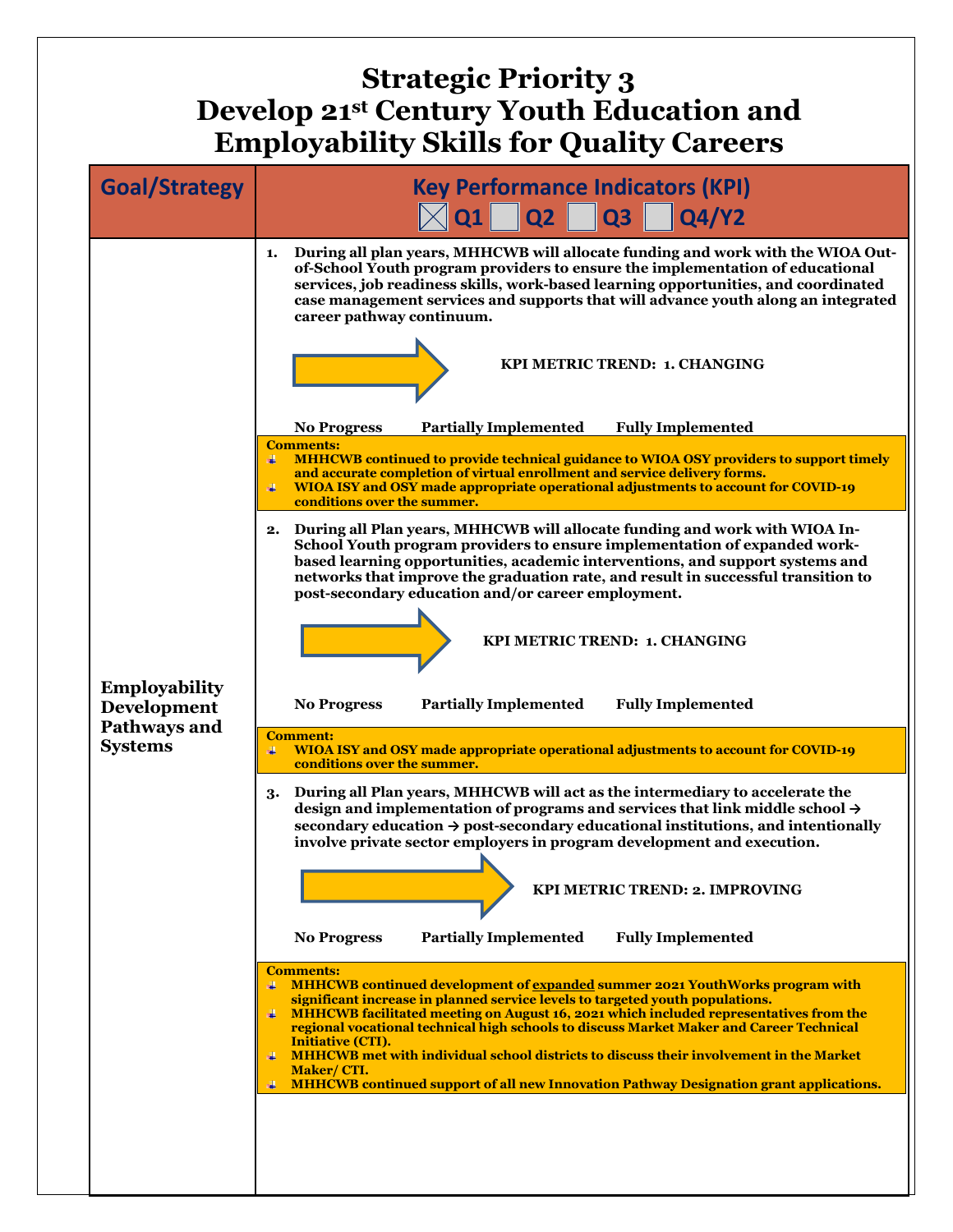# Strategic Priority 3
# Develop 21st Century Youth Education and Employability Skills for Quality Careers

| Goal/Strategy | Key Performance Indicators (KPI) ☒ Q1 ☐ Q2 ☐ Q3 ☐ Q4/Y2 |
|---|---|
| **Employability Development Pathways and Systems** | **1. During all plan years, MHHCWB will allocate funding and work with the WIOA Out-of-School Youth program providers to ensure the implementation of educational services, job readiness skills, work-based learning opportunities, and coordinated case management services and supports that will advance youth along an integrated career pathway continuum.**<br><br>**KPI METRIC TREND: 1. CHANGING**<br><br>**No Progress Partially Implemented Fully Implemented**<br><br>**Comments:**<br>- **MHHCWB continued to provide technical guidance to WIOA OSY providers to support timely and accurate completion of virtual enrollment and service delivery forms.**<br>- **WIOA ISY and OSY made appropriate operational adjustments to account for COVID-19 conditions over the summer.** |
| | **2. During all Plan years, MHHCWB will allocate funding and work with WIOA In-School Youth program providers to ensure implementation of expanded work-based learning opportunities, academic interventions, and support systems and networks that improve the graduation rate, and result in successful transition to post-secondary education and/or career employment.**<br><br>**KPI METRIC TREND: 1. CHANGING**<br><br>**No Progress Partially Implemented Fully Implemented**<br><br>**Comment:**<br>- **WIOA ISY and OSY made appropriate operational adjustments to account for COVID-19 conditions over the summer.** |
| | **3. During all Plan years, MHHCWB will act as the intermediary to accelerate the design and implementation of programs and services that link middle school → secondary education → post-secondary educational institutions, and intentionally involve private sector employers in program development and execution.**<br><br>**KPI METRIC TREND: 2. IMPROVING**<br><br>**No Progress Partially Implemented Fully Implemented**<br><br>**Comments:**<br>- **MHHCWB continued development of expanded summer 2021 YouthWorks program with significant increase in planned service levels to targeted youth populations.**<br>- **MHHCWB facilitated meeting on August 16, 2021 which included representatives from the regional vocational technical high schools to discuss Market Maker and Career Technical Initiative (CTI).**<br>- **MHHCWB met with individual school districts to discuss their involvement in the Market Maker/ CTI.**<br>- **MHHCWB continued support of all new Innovation Pathway Designation grant applications.** |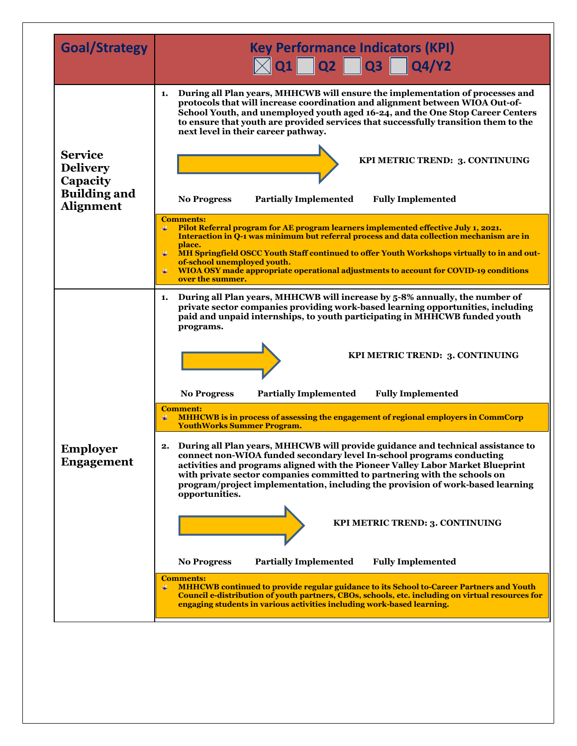| Goal/Strategy | Key Performance Indicators (KPI) ☒ Q1 ☐ Q2 ☐ Q3 ☐ Q4/Y2 |
| --- | --- |
| **Service Delivery Capacity Building and Alignment** | **1. During all Plan years, MHHCWB will ensure the implementation of processes and protocols that will increase coordination and alignment between WIOA Out-of-School Youth, and unemployed youth aged 16-24, and the One Stop Career Centers to ensure that youth are provided services that successfully transition them to the next level in their career pathway.**<br><br>**KPI METRIC TREND: 3. CONTINUING**<br><br>**No Progress Partially Implemented Fully Implemented**<br><br>**Comments:**<br>- **Pilot Referral program for AE program learners implemented effective July 1, 2021. Interaction in Q-1 was minimum but referral process and data collection mechanism are in place.**<br>- **MH Springfield OSCC Youth Staff continued to offer Youth Workshops virtually to in and out-of-school unemployed youth.**<br>- **WIOA OSY made appropriate operational adjustments to account for COVID-19 conditions over the summer.** |
| **Employer Engagement** | **1. During all Plan years, MHHCWB will increase by 5-8% annually, the number of private sector companies providing work-based learning opportunities, including paid and unpaid internships, to youth participating in MHHCWB funded youth programs.**<br><br>**KPI METRIC TREND: 3. CONTINUING**<br><br>**No Progress Partially Implemented Fully Implemented**<br><br>**Comment:**<br>- **MHHCWB is in process of assessing the engagement of regional employers in CommCorp YouthWorks Summer Program.**<br><br>**2. During all Plan years, MHHCWB will provide guidance and technical assistance to connect non-WIOA funded secondary level In-school programs conducting activities and programs aligned with the Pioneer Valley Labor Market Blueprint with private sector companies committed to partnering with the schools on program/project implementation, including the provision of work-based learning opportunities.**<br><br>**KPI METRIC TREND: 3. CONTINUING**<br><br>**No Progress Partially Implemented Fully Implemented**<br><br>**Comments:**<br>- **MHHCWB continued to provide regular guidance to its School to-Career Partners and Youth Council e-distribution of youth partners, CBOs, schools, etc. including on virtual resources for engaging students in various activities including work-based learning.** |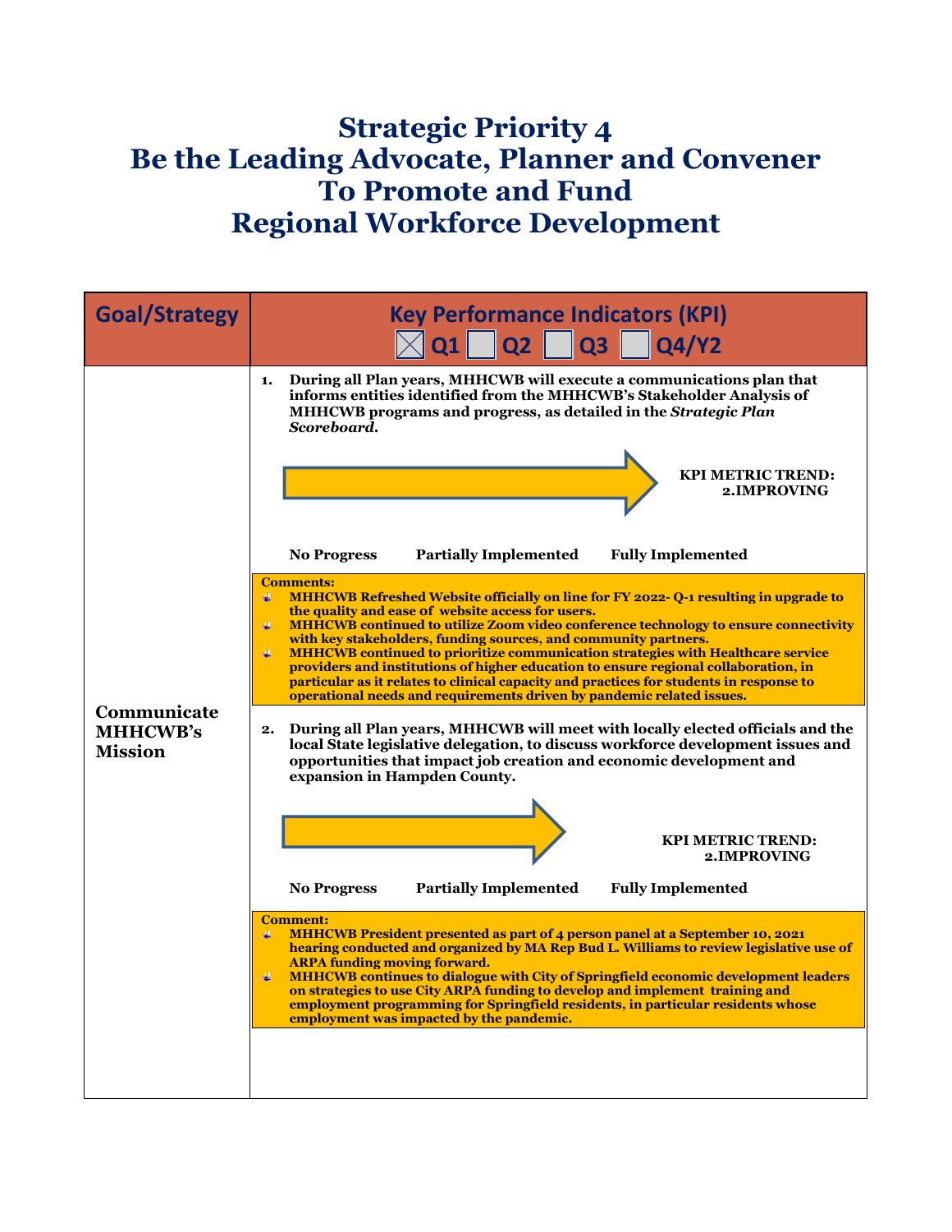# Strategic Priority 4
# Be the Leading Advocate, Planner and Convener To Promote and Fund Regional Workforce Development

| Goal/Strategy | Key Performance Indicators (KPI) ☒ Q1 ☐ Q2 ☐ Q3 ☐ Q4/Y2 |
|---|---|
| **Communicate MHHCWB's Mission** | **1. During all Plan years, MHHCWB will execute a communications plan that informs entities identified from the MHHCWB's Stakeholder Analysis of MHHCWB programs and progress, as detailed in the *Strategic Plan Scoreboard*.**<br><br>**KPI METRIC TREND: 2.IMPROVING**<br><br>**No Progress — Partially Implemented — Fully Implemented**<br><br>**Comments:**<br>- **MHHCWB Refreshed Website officially on line for FY 2022- Q-1 resulting in upgrade to the quality and ease of website access for users.**<br>- **MHHCWB continued to utilize Zoom video conference technology to ensure connectivity with key stakeholders, funding sources, and community partners.**<br>- **MHHCWB continued to prioritize communication strategies with Healthcare service providers and institutions of higher education to ensure regional collaboration, in particular as it relates to clinical capacity and practices for students in response to operational needs and requirements driven by pandemic related issues.**<br><br>**2. During all Plan years, MHHCWB will meet with locally elected officials and the local State legislative delegation, to discuss workforce development issues and opportunities that impact job creation and economic development and expansion in Hampden County.**<br><br>**KPI METRIC TREND: 2.IMPROVING**<br><br>**No Progress — Partially Implemented — Fully Implemented**<br><br>**Comment:**<br>- **MHHCWB President presented as part of 4 person panel at a September 10, 2021 hearing conducted and organized by MA Rep Bud L. Williams to review legislative use of ARPA funding moving forward.**<br>- **MHHCWB continues to dialogue with City of Springfield economic development leaders on strategies to use City ARPA funding to develop and implement training and employment programming for Springfield residents, in particular residents whose employment was impacted by the pandemic.** |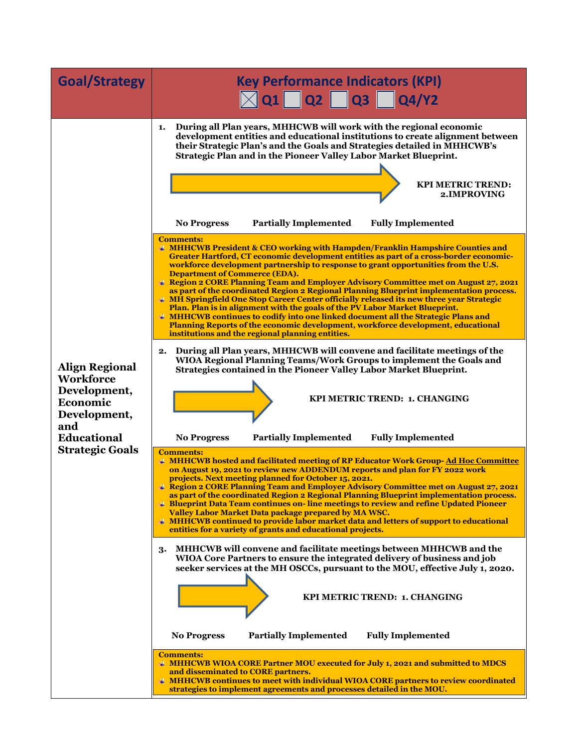| Goal/Strategy | Key Performance Indicators (KPI) ☒ Q1 ☐ Q2 ☐ Q3 ☐ Q4/Y2 |
|---|---|
| **Align Regional Workforce Development, Economic Development, and Educational Strategic Goals** | **1. During all Plan years, MHHCWB will work with the regional economic development entities and educational institutions to create alignment between their Strategic Plan's and the Goals and Strategies detailed in MHHCWB's Strategic Plan and in the Pioneer Valley Labor Market Blueprint.**<br><br>**KPI METRIC TREND: 2.IMPROVING**<br><br>**No Progress — Partially Implemented — Fully Implemented**<br><br>**Comments:**<br>- **MHHCWB President & CEO working with Hampden/Franklin Hampshire Counties and Greater Hartford, CT economic development entities as part of a cross-border economic-workforce development partnership to response to grant opportunities from the U.S. Department of Commerce (EDA).**<br>- **Region 2 CORE Planning Team and Employer Advisory Committee met on August 27, 2021 as part of the coordinated Region 2 Regional Planning Blueprint implementation process.**<br>- **MH Springfield One Stop Career Center officially released its new three year Strategic Plan. Plan is in alignment with the goals of the PV Labor Market Blueprint.**<br>- **MHHCWB continues to codify into one linked document all the Strategic Plans and Planning Reports of the economic development, workforce development, educational institutions and the regional planning entities.** |
| | **2. During all Plan years, MHHCWB will convene and facilitate meetings of the WIOA Regional Planning Teams/Work Groups to implement the Goals and Strategies contained in the Pioneer Valley Labor Market Blueprint.**<br><br>**KPI METRIC TREND: 1. CHANGING**<br><br>**No Progress — Partially Implemented — Fully Implemented**<br><br>**Comments:**<br>- **MHHCWB hosted and facilitated meeting of RP Educator Work Group- Ad Hoc Committee on August 19, 2021 to review new ADDENDUM reports and plan for FY 2022 work projects. Next meeting planned for October 15, 2021.**<br>- **Region 2 CORE Planning Team and Employer Advisory Committee met on August 27, 2021 as part of the coordinated Region 2 Regional Planning Blueprint implementation process.**<br>- **Blueprint Data Team continues on- line meetings to review and refine Updated Pioneer Valley Labor Market Data package prepared by MA WSC.**<br>- **MHHCWB continued to provide labor market data and letters of support to educational entities for a variety of grants and educational projects.** |
| | **3. MHHCWB will convene and facilitate meetings between MHHCWB and the WIOA Core Partners to ensure the integrated delivery of business and job seeker services at the MH OSCCs, pursuant to the MOU, effective July 1, 2020.**<br><br>**KPI METRIC TREND: 1. CHANGING**<br><br>**No Progress — Partially Implemented — Fully Implemented**<br><br>**Comments:**<br>- **MHHCWB WIOA CORE Partner MOU executed for July 1, 2021 and submitted to MDCS and disseminated to CORE partners.**<br>- **MHHCWB continues to meet with individual WIOA CORE partners to review coordinated strategies to implement agreements and processes detailed in the MOU.** |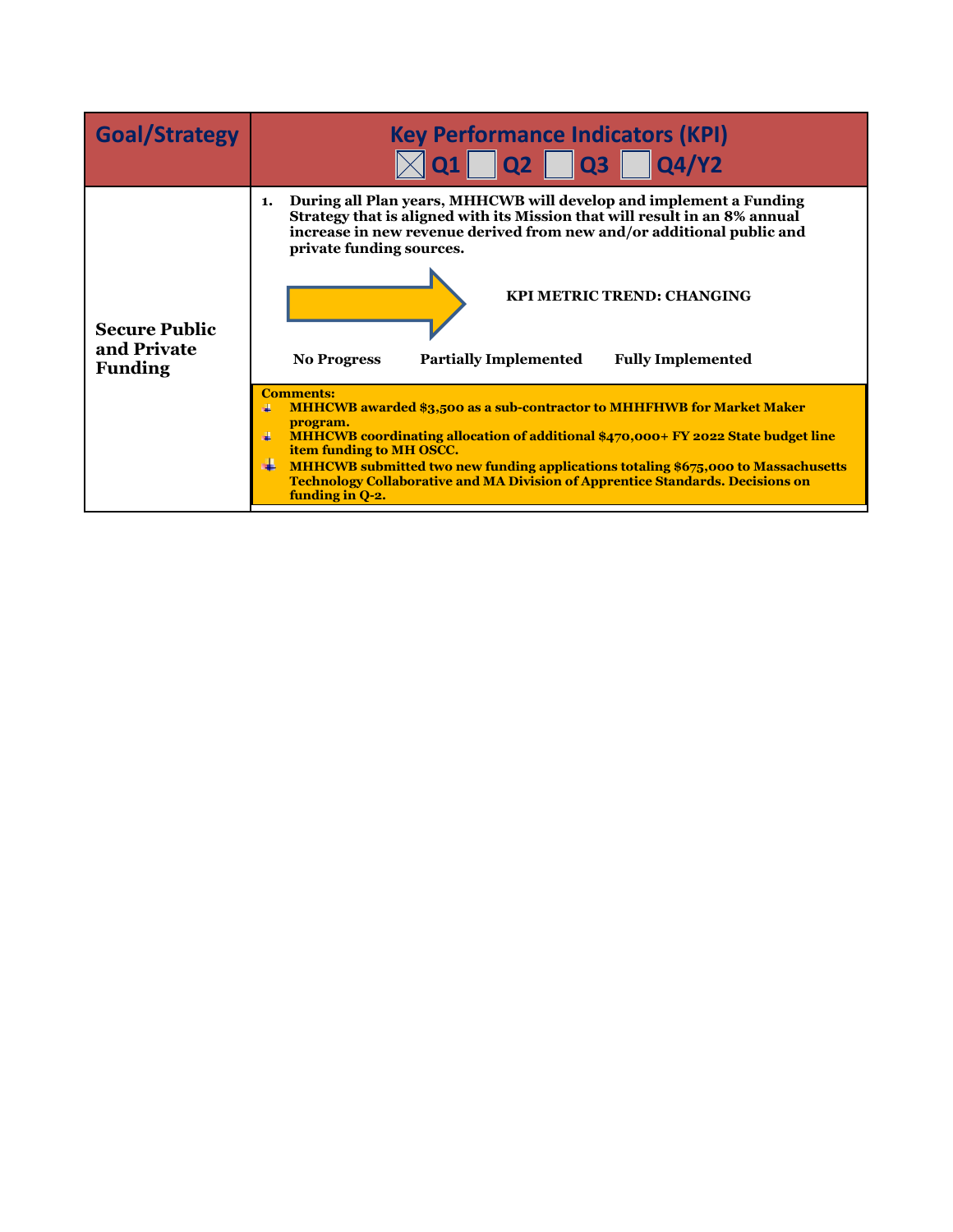| Goal/Strategy | Key Performance Indicators (KPI) ☒ Q1 ☐ Q2 ☐ Q3 ☐ Q4/Y2 |
|---|---|
| **Secure Public and Private Funding** | **1. During all Plan years, MHHCWB will develop and implement a Funding Strategy that is aligned with its Mission that will result in an 8% annual increase in new revenue derived from new and/or additional public and private funding sources.**<br><br>**KPI METRIC TREND: CHANGING**<br><br>**No Progress** **Partially Implemented** **Fully Implemented** |
| | **Comments:**<br>- **MHHCWB awarded $3,500 as a sub-contractor to MHHFHWB for Market Maker program.**<br>- **MHHCWB coordinating allocation of additional $470,000+ FY 2022 State budget line item funding to MH OSCC.**<br>- **MHHCWB submitted two new funding applications totaling $675,000 to Massachusetts Technology Collaborative and MA Division of Apprentice Standards. Decisions on funding in Q-2.** |